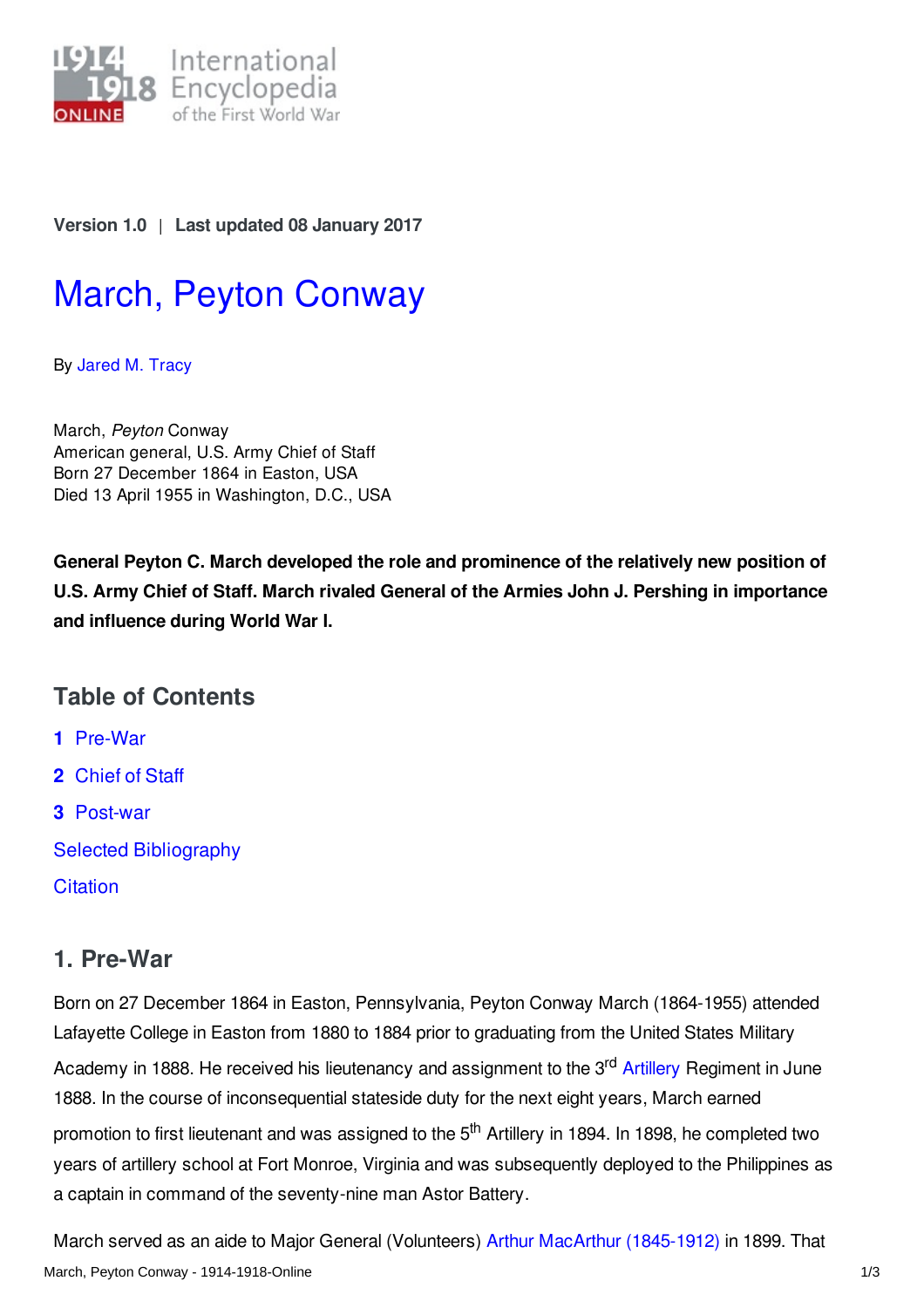Version 1.0 | Last updated 08 January 2017

# March, Peyton Conway

By Jared M. Tracy

March, *Peyton* Conway
American general, U.S. Army Chief of Staff
Born 27 December 1864 in Easton, USA
Died 13 April 1955 in Washington, D.C., USA

**General Peyton C. March developed the role and prominence of the relatively new position of U.S. Army Chief of Staff. March rivaled General of the Armies John J. Pershing in importance and influence during World War I.**

## Table of Contents

1. Pre-War
2. Chief of Staff
3. Post-war

Selected Bibliography

Citation

## 1. Pre-War

Born on 27 December 1864 in Easton, Pennsylvania, Peyton Conway March (1864-1955) attended Lafayette College in Easton from 1880 to 1884 prior to graduating from the United States Military Academy in 1888. He received his lieutenancy and assignment to the 3rd Artillery Regiment in June 1888. In the course of inconsequential stateside duty for the next eight years, March earned promotion to first lieutenant and was assigned to the 5th Artillery in 1894. In 1898, he completed two years of artillery school at Fort Monroe, Virginia and was subsequently deployed to the Philippines as a captain in command of the seventy-nine man Astor Battery.

March served as an aide to Major General (Volunteers) Arthur MacArthur (1845-1912) in 1899. That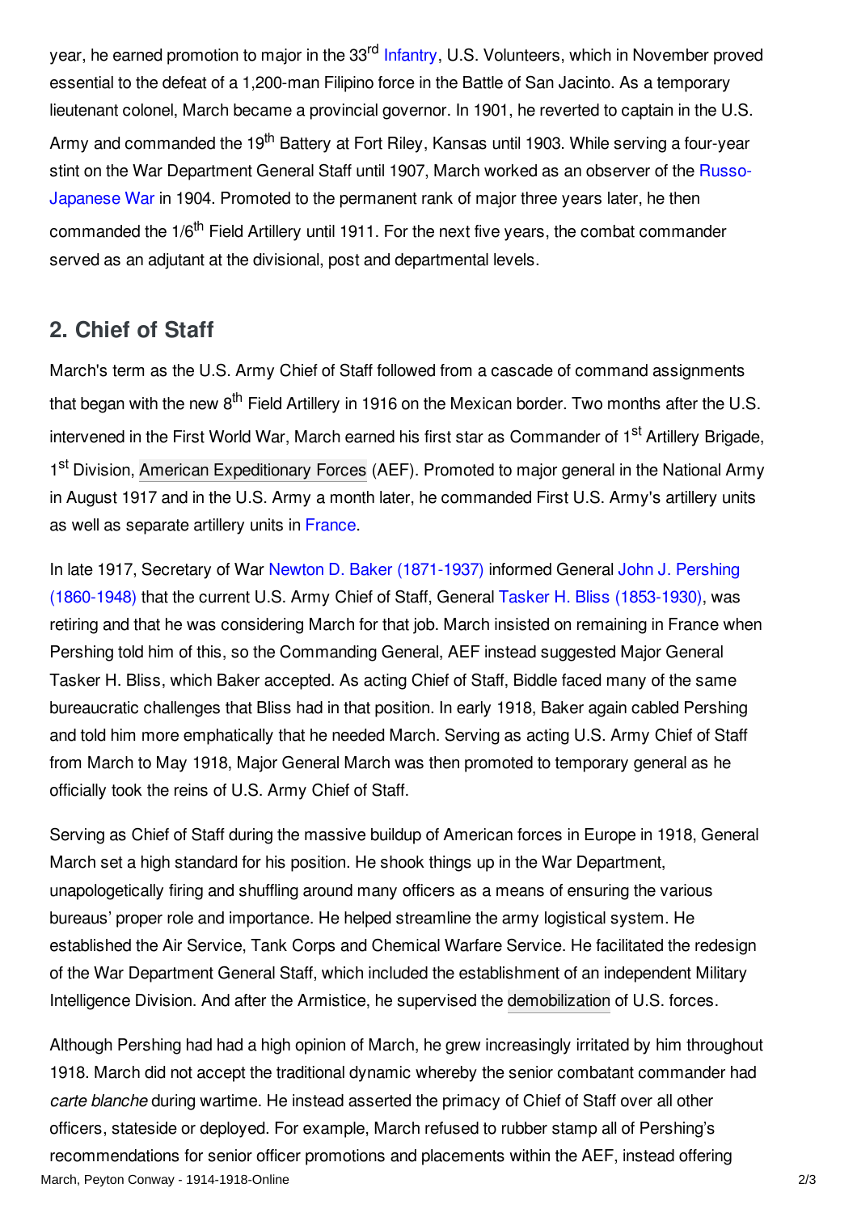year, he earned promotion to major in the 33rd Infantry, U.S. Volunteers, which in November proved essential to the defeat of a 1,200-man Filipino force in the Battle of San Jacinto. As a temporary lieutenant colonel, March became a provincial governor. In 1901, he reverted to captain in the U.S. Army and commanded the 19th Battery at Fort Riley, Kansas until 1903. While serving a four-year stint on the War Department General Staff until 1907, March worked as an observer of the Russo-Japanese War in 1904. Promoted to the permanent rank of major three years later, he then commanded the 1/6th Field Artillery until 1911. For the next five years, the combat commander served as an adjutant at the divisional, post and departmental levels.

## 2. Chief of Staff

March's term as the U.S. Army Chief of Staff followed from a cascade of command assignments that began with the new 8th Field Artillery in 1916 on the Mexican border. Two months after the U.S. intervened in the First World War, March earned his first star as Commander of 1st Artillery Brigade, 1st Division, American Expeditionary Forces (AEF). Promoted to major general in the National Army in August 1917 and in the U.S. Army a month later, he commanded First U.S. Army's artillery units as well as separate artillery units in France.

In late 1917, Secretary of War Newton D. Baker (1871-1937) informed General John J. Pershing (1860-1948) that the current U.S. Army Chief of Staff, General Tasker H. Bliss (1853-1930), was retiring and that he was considering March for that job. March insisted on remaining in France when Pershing told him of this, so the Commanding General, AEF instead suggested Major General Tasker H. Bliss, which Baker accepted. As acting Chief of Staff, Biddle faced many of the same bureaucratic challenges that Bliss had in that position. In early 1918, Baker again cabled Pershing and told him more emphatically that he needed March. Serving as acting U.S. Army Chief of Staff from March to May 1918, Major General March was then promoted to temporary general as he officially took the reins of U.S. Army Chief of Staff.

Serving as Chief of Staff during the massive buildup of American forces in Europe in 1918, General March set a high standard for his position. He shook things up in the War Department, unapologetically firing and shuffling around many officers as a means of ensuring the various bureaus' proper role and importance. He helped streamline the army logistical system. He established the Air Service, Tank Corps and Chemical Warfare Service. He facilitated the redesign of the War Department General Staff, which included the establishment of an independent Military Intelligence Division. And after the Armistice, he supervised the demobilization of U.S. forces.

Although Pershing had had a high opinion of March, he grew increasingly irritated by him throughout 1918. March did not accept the traditional dynamic whereby the senior combatant commander had *carte blanche* during wartime. He instead asserted the primacy of Chief of Staff over all other officers, stateside or deployed. For example, March refused to rubber stamp all of Pershing's recommendations for senior officer promotions and placements within the AEF, instead offering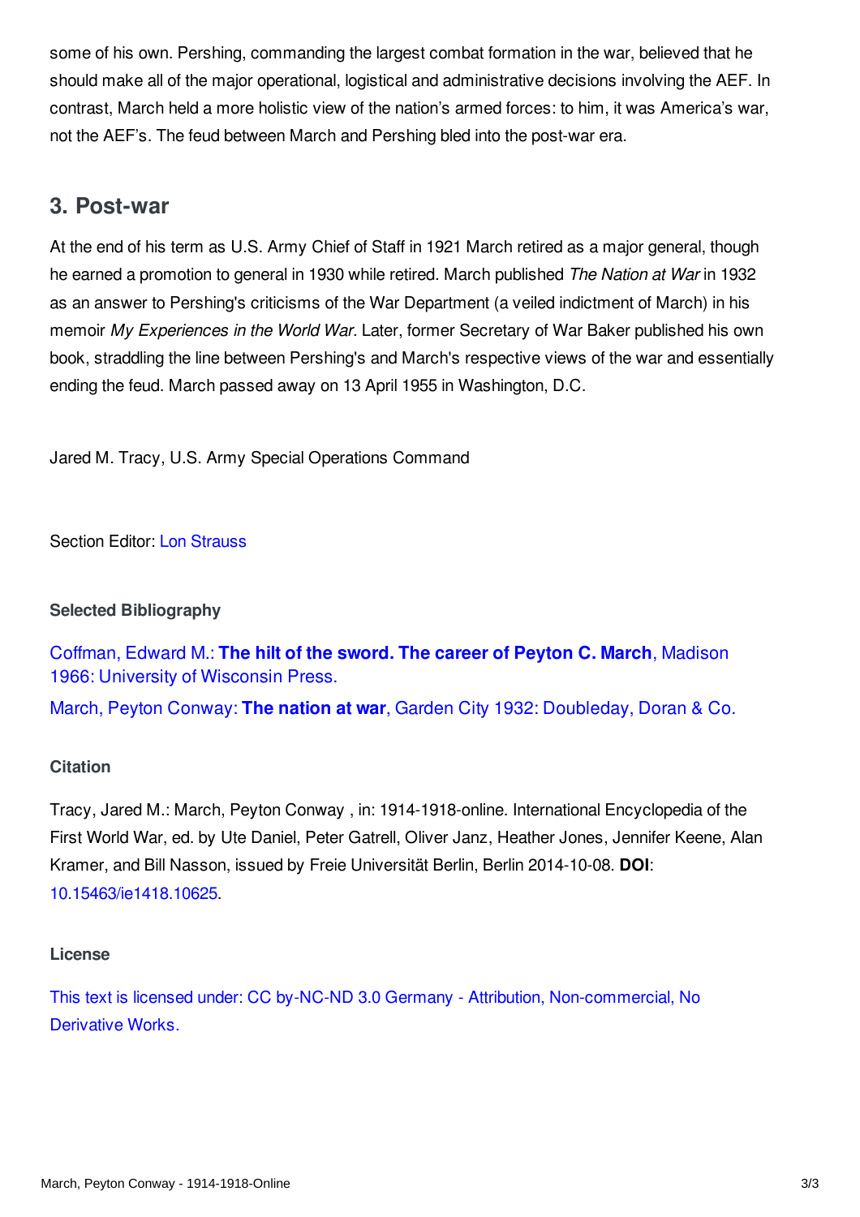some of his own. Pershing, commanding the largest combat formation in the war, believed that he should make all of the major operational, logistical and administrative decisions involving the AEF. In contrast, March held a more holistic view of the nation's armed forces: to him, it was America's war, not the AEF's. The feud between March and Pershing bled into the post-war era.

## 3. Post-war

At the end of his term as U.S. Army Chief of Staff in 1921 March retired as a major general, though he earned a promotion to general in 1930 while retired. March published *The Nation at War* in 1932 as an answer to Pershing's criticisms of the War Department (a veiled indictment of March) in his memoir *My Experiences in the World War*. Later, former Secretary of War Baker published his own book, straddling the line between Pershing's and March's respective views of the war and essentially ending the feud. March passed away on 13 April 1955 in Washington, D.C.

Jared M. Tracy, U.S. Army Special Operations Command

Section Editor: Lon Strauss

### Selected Bibliography

Coffman, Edward M.: **The hilt of the sword. The career of Peyton C. March**, Madison 1966: University of Wisconsin Press.

March, Peyton Conway: **The nation at war**, Garden City 1932: Doubleday, Doran & Co.

### Citation

Tracy, Jared M.: March, Peyton Conway , in: 1914-1918-online. International Encyclopedia of the First World War, ed. by Ute Daniel, Peter Gatrell, Oliver Janz, Heather Jones, Jennifer Keene, Alan Kramer, and Bill Nasson, issued by Freie Universität Berlin, Berlin 2014-10-08. **DOI**: 10.15463/ie1418.10625.

### License

This text is licensed under: CC by-NC-ND 3.0 Germany - Attribution, Non-commercial, No Derivative Works.